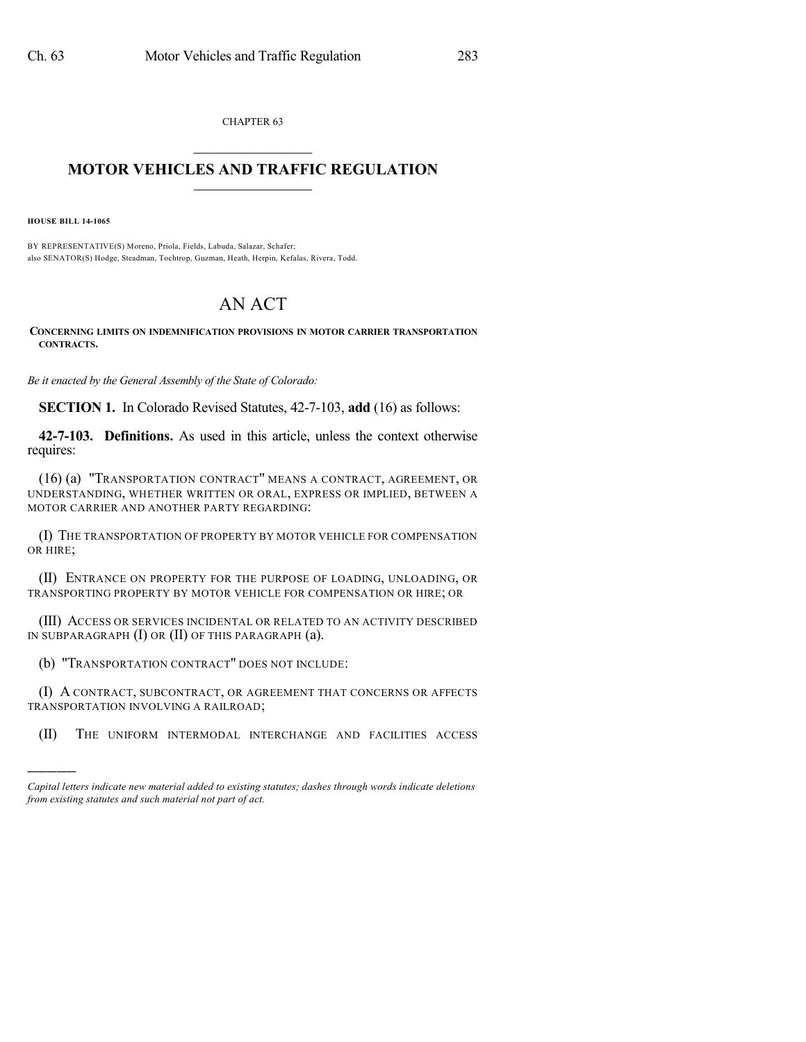CHAPTER 63

# MOTOR VEHICLES AND TRAFFIC REGULATION

**HOUSE BILL 14-1065**

BY REPRESENTATIVE(S) Moreno, Priola, Fields, Labuda, Salazar, Schafer;
also SENATOR(S) Hodge, Steadman, Tochtrop, Guzman, Heath, Herpin, Kefalas, Rivera, Todd.

# AN ACT

**CONCERNING LIMITS ON INDEMNIFICATION PROVISIONS IN MOTOR CARRIER TRANSPORTATION CONTRACTS.**

*Be it enacted by the General Assembly of the State of Colorado:*

**SECTION 1.** In Colorado Revised Statutes, 42-7-103, **add** (16) as follows:

**42-7-103. Definitions.** As used in this article, unless the context otherwise requires:

(16) (a) "TRANSPORTATION CONTRACT" MEANS A CONTRACT, AGREEMENT, OR UNDERSTANDING, WHETHER WRITTEN OR ORAL, EXPRESS OR IMPLIED, BETWEEN A MOTOR CARRIER AND ANOTHER PARTY REGARDING:

(I) THE TRANSPORTATION OF PROPERTY BY MOTOR VEHICLE FOR COMPENSATION OR HIRE;

(II) ENTRANCE ON PROPERTY FOR THE PURPOSE OF LOADING, UNLOADING, OR TRANSPORTING PROPERTY BY MOTOR VEHICLE FOR COMPENSATION OR HIRE; OR

(III) ACCESS OR SERVICES INCIDENTAL OR RELATED TO AN ACTIVITY DESCRIBED IN SUBPARAGRAPH (I) OR (II) OF THIS PARAGRAPH (a).

(b) "TRANSPORTATION CONTRACT" DOES NOT INCLUDE:

(I) A CONTRACT, SUBCONTRACT, OR AGREEMENT THAT CONCERNS OR AFFECTS TRANSPORTATION INVOLVING A RAILROAD;

(II) THE UNIFORM INTERMODAL INTERCHANGE AND FACILITIES ACCESS

---

*Capital letters indicate new material added to existing statutes; dashes through words indicate deletions from existing statutes and such material not part of act.*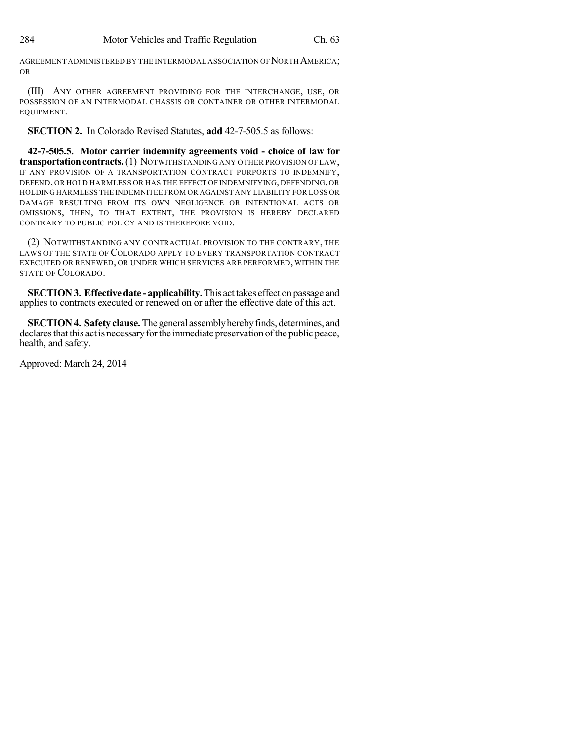AGREEMENT ADMINISTERED BY THE INTERMODAL ASSOCIATION OF NORTH AMERICA; OR

(III) ANY OTHER AGREEMENT PROVIDING FOR THE INTERCHANGE, USE, OR POSSESSION OF AN INTERMODAL CHASSIS OR CONTAINER OR OTHER INTERMODAL EQUIPMENT.

**SECTION 2.** In Colorado Revised Statutes, **add** 42-7-505.5 as follows:

**42-7-505.5. Motor carrier indemnity agreements void - choice of law for transportation contracts.** (1) NOTWITHSTANDING ANY OTHER PROVISION OF LAW, IF ANY PROVISION OF A TRANSPORTATION CONTRACT PURPORTS TO INDEMNIFY, DEFEND, OR HOLD HARMLESS OR HAS THE EFFECT OF INDEMNIFYING, DEFENDING, OR HOLDING HARMLESS THE INDEMNITEE FROM OR AGAINST ANY LIABILITY FOR LOSS OR DAMAGE RESULTING FROM ITS OWN NEGLIGENCE OR INTENTIONAL ACTS OR OMISSIONS, THEN, TO THAT EXTENT, THE PROVISION IS HEREBY DECLARED CONTRARY TO PUBLIC POLICY AND IS THEREFORE VOID.

(2) NOTWITHSTANDING ANY CONTRACTUAL PROVISION TO THE CONTRARY, THE LAWS OF THE STATE OF COLORADO APPLY TO EVERY TRANSPORTATION CONTRACT EXECUTED OR RENEWED, OR UNDER WHICH SERVICES ARE PERFORMED, WITHIN THE STATE OF COLORADO.

**SECTION 3. Effective date - applicability.** This act takes effect on passage and applies to contracts executed or renewed on or after the effective date of this act.

**SECTION 4. Safety clause.** The general assembly hereby finds, determines, and declares that this act is necessary for the immediate preservation of the public peace, health, and safety.

Approved: March 24, 2014